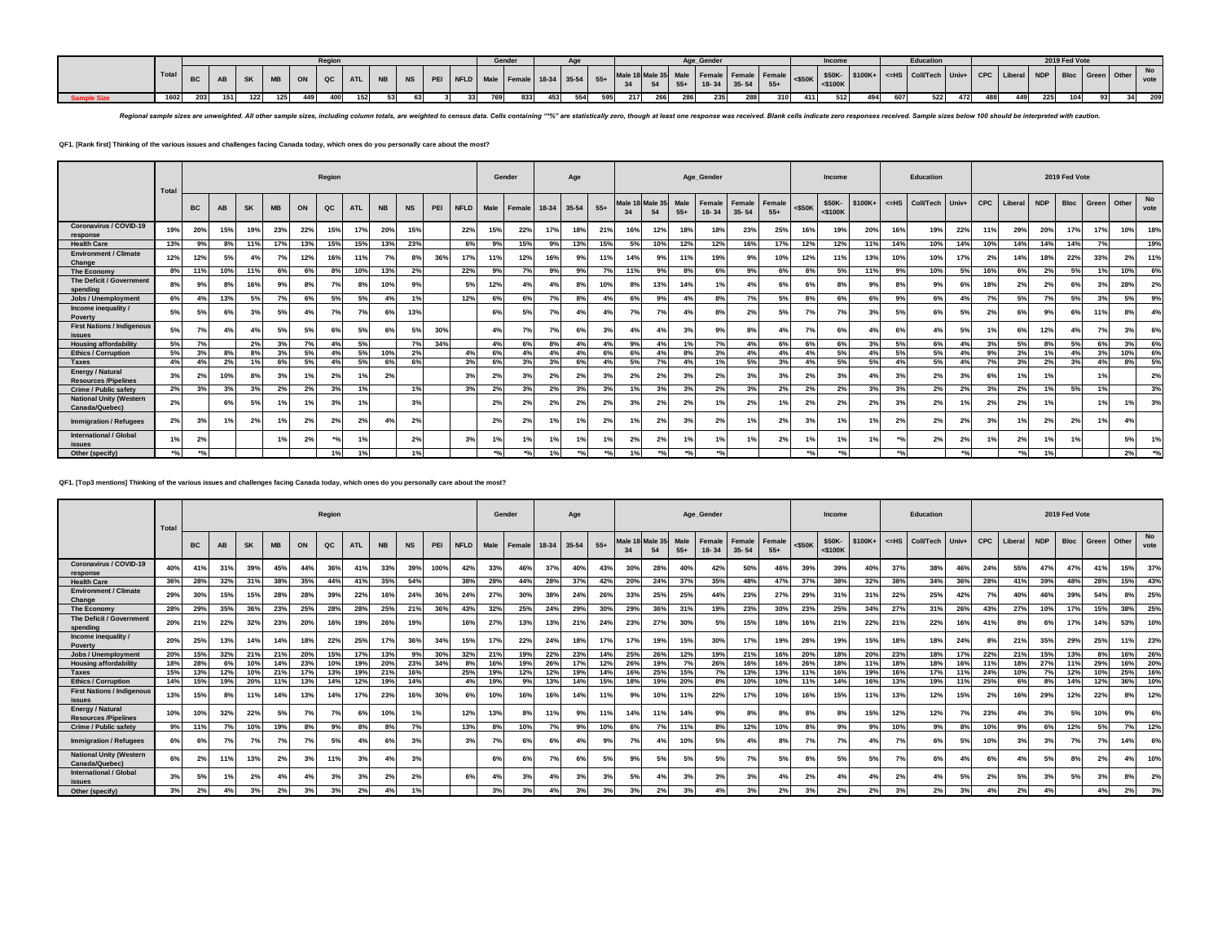| | Total | Region | | | | | | | | | | | Gender | | Age | | | Age_Gender | | | | | | Income | | | Education | | | 2019 Fed Vote | | | | | | |
|---|---|---|---|---|---|---|---|---|---|---|---|---|---|---|---|---|---|---|---|---|---|---|---|---|---|---|---|---|---|---|---|---|---|---|---|---|
| | | BC | AB | SK | MB | ON | QC | ATL | NB | NS | PEI | NFLD | Male | Female | 18-34 | 35-54 | 55+ | Male 18-34 | Male 35-54 | Male 55+ | Female 18-34 | Female 35-54 | Female 55+ | <$50K | $50K-<$100K | $100K+ | <=HS | Coll/Tech | Univ+ | CPC | Liberal | NDP | Bloc | Green | Other | No vote |
| Sample Size | 1602 | 203 | 151 | 122 | 125 | 449 | 400 | 152 | 53 | 63 | 3 | 33 | 769 | 833 | 453 | 554 | 595 | 217 | 266 | 286 | 235 | 288 | 310 | 411 | 512 | 494 | 607 | 522 | 472 | 488 | 449 | 225 | 104 | 93 | 34 | 209 |

*Regional sample sizes are unweighted. All other sample sizes, including column totals, are weighted to census data. Cells containing "*%" are statistically zero, though at least one response was received. Blank cells indicate zero responses received. Sample sizes below 100 should be interpreted with caution.*

**QF1. [Rank first] Thinking of the various issues and challenges facing Canada today, which ones do you personally care about the most?**

| | Total | Region | | | | | | | | | | | Gender | | Age | | | Age_Gender | | | | | | Income | | | Education | | | 2019 Fed Vote | | | | | | |
|---|---|---|---|---|---|---|---|---|---|---|---|---|---|---|---|---|---|---|---|---|---|---|---|---|---|---|---|---|---|---|---|---|---|---|---|---|
| | | BC | AB | SK | MB | ON | QC | ATL | NB | NS | PEI | NFLD | Male | Female | 18-34 | 35-54 | 55+ | Male 18-34 | Male 35-54 | Male 55+ | Female 18-34 | Female 35-54 | Female 55+ | <$50K | $50K-<$100K | $100K+ | <=HS | Coll/Tech | Univ+ | CPC | Liberal | NDP | Bloc | Green | Other | No vote |
| Coronavirus / COVID-19 response | 19% | 20% | 15% | 19% | 23% | 22% | 15% | 17% | 20% | 15% | | 22% | 15% | 22% | 17% | 18% | 21% | 16% | 12% | 18% | 18% | 23% | 25% | 16% | 19% | 20% | 16% | 19% | 22% | 11% | 29% | 20% | 17% | 17% | 10% | 18% |
| Health Care | 13% | 9% | 8% | 11% | 17% | 13% | 15% | 15% | 13% | 23% | | 6% | 9% | 15% | 9% | 13% | 15% | 5% | 10% | 12% | 12% | 16% | 17% | 12% | 12% | 11% | 14% | 10% | 14% | 10% | 14% | 14% | 14% | 7% | | 19% |
| Environment / Climate Change | 12% | 12% | 5% | 4% | 7% | 12% | 16% | 11% | 7% | 8% | 36% | 17% | 11% | 12% | 16% | 9% | 11% | 14% | 9% | 11% | 19% | 9% | 10% | 12% | 11% | 13% | 10% | 10% | 17% | 2% | 14% | 18% | 22% | 33% | 2% | 11% |
| The Economy | 8% | 11% | 10% | 11% | 6% | 6% | 8% | 10% | 13% | 2% | | 22% | 9% | 7% | 9% | 9% | 7% | 11% | 9% | 8% | 6% | 9% | 6% | 8% | 5% | 11% | 9% | 10% | 5% | 16% | 6% | 2% | 5% | 1% | 10% | 6% |
| The Deficit / Government spending | 8% | 9% | 8% | 16% | 9% | 8% | 7% | 8% | 10% | 9% | | 5% | 12% | 4% | 4% | 8% | 10% | 8% | 13% | 14% | 1% | 4% | 6% | 6% | 8% | 9% | 8% | 9% | 6% | 18% | 2% | 2% | 6% | 3% | 28% | 2% |
| Jobs / Unemployment | 6% | 4% | 13% | 5% | 7% | 6% | 5% | 5% | 4% | 1% | | 12% | 6% | 6% | 7% | 8% | 4% | 6% | 9% | 4% | 8% | 7% | 5% | 8% | 6% | 6% | 9% | 6% | 4% | 7% | 5% | 7% | 5% | 3% | 5% | 9% |
| Income inequality / Poverty | 5% | 5% | 6% | 3% | 5% | 4% | 7% | 7% | 6% | 13% | | | 6% | 5% | 7% | 4% | 4% | 7% | 7% | 4% | 8% | 2% | 5% | 7% | 7% | 3% | 5% | 6% | 5% | 2% | 6% | 9% | 6% | 11% | 8% | 4% |
| First Nations / Indigenous issues | 5% | 7% | 4% | 4% | 5% | 5% | 6% | 5% | 6% | 5% | 30% | | 4% | 7% | 7% | 6% | 3% | 4% | 4% | 3% | 9% | 8% | 4% | 7% | 6% | 4% | 6% | 4% | 5% | 1% | 6% | 12% | 4% | 7% | 3% | 6% |
| Housing affordability | 5% | 7% | | 2% | 3% | 7% | 4% | 5% | | 7% | 34% | | 4% | 6% | 8% | 4% | 4% | 9% | 4% | 1% | 7% | 4% | 6% | 6% | 6% | 3% | 5% | 6% | 4% | 3% | 5% | 8% | 5% | 6% | 3% | 6% |
| Ethics / Corruption | 5% | 3% | 8% | 8% | 3% | 5% | 4% | 5% | 10% | 2% | | 4% | 6% | 4% | 4% | 4% | 6% | 6% | 4% | 8% | 3% | 4% | 4% | 4% | 5% | 4% | 5% | 5% | 4% | 9% | 3% | 1% | 4% | 3% | 10% | 6% |
| Taxes | 4% | 4% | 2% | 1% | 6% | 5% | 4% | 5% | 6% | 6% | | 3% | 6% | 3% | 3% | 6% | 4% | 5% | 7% | 4% | 1% | 5% | 3% | 4% | 5% | 5% | 4% | 5% | 4% | 7% | 3% | 2% | 3% | 4% | 8% | 5% |
| Energy / Natural Resources /Pipelines | 3% | 2% | 10% | 8% | 3% | 1% | 2% | 1% | 2% | | | 3% | 2% | 3% | 2% | 2% | 3% | 2% | 2% | 3% | 2% | 3% | 3% | 2% | 3% | 4% | 3% | 2% | 3% | 6% | 1% | 1% | | 1% | | 2% |
| Crime / Public safety | 2% | 3% | 3% | 3% | 2% | 2% | 3% | 1% | | 1% | | 3% | 2% | 3% | 2% | 3% | 3% | 1% | 3% | 3% | 2% | 3% | 2% | 2% | 2% | 3% | 3% | 2% | 2% | 3% | 2% | 1% | 5% | 1% | | 3% |
| National Unity (Western Canada/Quebec) | 2% | | 6% | 5% | 1% | 1% | 3% | 1% | | 3% | | | 2% | 2% | 2% | 2% | 2% | 3% | 2% | 2% | 1% | 2% | 1% | 2% | 2% | 2% | 3% | 2% | 1% | 2% | 2% | 1% | | 1% | 1% | 3% |
| Immigration / Refugees | 2% | 3% | 1% | 2% | 1% | 2% | 2% | 2% | 4% | 2% | | | 2% | 2% | 1% | 1% | 2% | 1% | 2% | 3% | 2% | 1% | 2% | 3% | 1% | 1% | 2% | 2% | 2% | 3% | 1% | 2% | 2% | 1% | 4% | |
| International / Global issues | 1% | 2% | | | 1% | 2% | *% | 1% | | 2% | | 3% | 1% | 1% | 1% | 1% | 1% | 2% | 2% | 1% | 1% | 1% | 2% | 1% | 1% | 1% | *% | 2% | 2% | 1% | 2% | 1% | 1% | | 5% | 1% |
| Other (specify) | *% | *% | | | | | 1% | 1% | | 1% | | | *% | *% | 1% | *% | *% | 1% | *% | *% | *% | | | *% | *% | | *% | | *% | | *% | 1% | | | 2% | *% |

**QF1. [Top3 mentions] Thinking of the various issues and challenges facing Canada today, which ones do you personally care about the most?**

| | Total | Region | | | | | | | | | | | Gender | | Age | | | Age_Gender | | | | | | Income | | | Education | | | 2019 Fed Vote | | | | | | |
|---|---|---|---|---|---|---|---|---|---|---|---|---|---|---|---|---|---|---|---|---|---|---|---|---|---|---|---|---|---|---|---|---|---|---|---|---|
| | | BC | AB | SK | MB | ON | QC | ATL | NB | NS | PEI | NFLD | Male | Female | 18-34 | 35-54 | 55+ | Male 18-34 | Male 35-54 | Male 55+ | Female 18-34 | Female 35-54 | Female 55+ | <$50K | $50K-<$100K | $100K+ | <=HS | Coll/Tech | Univ+ | CPC | Liberal | NDP | Bloc | Green | Other | No vote |
| Coronavirus / COVID-19 response | 40% | 41% | 31% | 39% | 45% | 44% | 36% | 41% | 33% | 39% | 100% | 42% | 33% | 46% | 37% | 40% | 43% | 30% | 28% | 40% | 42% | 50% | 46% | 39% | 39% | 40% | 37% | 38% | 46% | 24% | 55% | 47% | 47% | 41% | 15% | 37% |
| Health Care | 36% | 28% | 32% | 31% | 38% | 35% | 44% | 41% | 35% | 54% | | 38% | 28% | 44% | 28% | 37% | 42% | 20% | 24% | 37% | 35% | 48% | 47% | 37% | 38% | 32% | 38% | 34% | 36% | 28% | 41% | 39% | 48% | 28% | 15% | 43% |
| Environment / Climate Change | 29% | 30% | 15% | 15% | 28% | 28% | 39% | 22% | 16% | 24% | 36% | 24% | 27% | 30% | 38% | 24% | 26% | 33% | 25% | 25% | 44% | 23% | 27% | 29% | 31% | 31% | 22% | 25% | 42% | 7% | 40% | 46% | 39% | 54% | 8% | 25% |
| The Economy | 28% | 29% | 35% | 36% | 23% | 25% | 28% | 28% | 25% | 21% | 36% | 43% | 32% | 25% | 24% | 29% | 30% | 29% | 36% | 31% | 19% | 23% | 30% | 23% | 25% | 34% | 27% | 31% | 26% | 43% | 27% | 10% | 17% | 15% | 38% | 25% |
| The Deficit / Government spending | 20% | 21% | 22% | 32% | 23% | 20% | 16% | 19% | 26% | 19% | | 16% | 27% | 13% | 13% | 21% | 24% | 23% | 27% | 30% | 5% | 15% | 18% | 16% | 21% | 22% | 21% | 22% | 16% | 41% | 8% | 6% | 17% | 14% | 53% | 10% |
| Income inequality / Poverty | 20% | 25% | 13% | 14% | 14% | 18% | 22% | 25% | 17% | 36% | 34% | 15% | 17% | 22% | 24% | 18% | 17% | 17% | 19% | 15% | 30% | 17% | 19% | 28% | 19% | 15% | 18% | 18% | 24% | 8% | 21% | 35% | 29% | 25% | 11% | 23% |
| Jobs / Unemployment | 20% | 15% | 32% | 21% | 21% | 20% | 15% | 17% | 13% | 9% | 30% | 32% | 21% | 19% | 22% | 23% | 14% | 25% | 26% | 12% | 19% | 21% | 16% | 20% | 18% | 20% | 23% | 18% | 17% | 22% | 21% | 15% | 13% | 8% | 16% | 26% |
| Housing affordability | 18% | 28% | 6% | 10% | 14% | 23% | 10% | 19% | 20% | 23% | 34% | 8% | 16% | 19% | 26% | 17% | 12% | 26% | 19% | 7% | 26% | 16% | 16% | 26% | 18% | 11% | 18% | 18% | 16% | 11% | 18% | 27% | 11% | 29% | 16% | 20% |
| Taxes | 15% | 13% | 12% | 10% | 21% | 17% | 13% | 19% | 21% | 16% | | 25% | 19% | 12% | 12% | 19% | 14% | 16% | 25% | 15% | 7% | 13% | 13% | 11% | 16% | 19% | 16% | 17% | 11% | 24% | 10% | 7% | 12% | 10% | 25% | 16% |
| Ethics / Corruption | 14% | 15% | 19% | 20% | 11% | 13% | 14% | 12% | 19% | 14% | | 4% | 19% | 9% | 13% | 14% | 15% | 18% | 19% | 20% | 8% | 10% | 10% | 11% | 14% | 16% | 13% | 19% | 11% | 25% | 6% | 8% | 14% | 12% | 36% | 10% |
| First Nations / Indigenous issues | 13% | 15% | 8% | 11% | 14% | 13% | 14% | 17% | 23% | 16% | 30% | 6% | 10% | 16% | 16% | 14% | 11% | 9% | 10% | 11% | 22% | 17% | 10% | 16% | 15% | 11% | 13% | 12% | 15% | 2% | 16% | 29% | 12% | 22% | 8% | 12% |
| Energy / Natural Resources /Pipelines | 10% | 10% | 32% | 22% | 5% | 7% | 7% | 6% | 10% | 1% | | 12% | 13% | 8% | 11% | 9% | 11% | 14% | 11% | 14% | 9% | 8% | 8% | 8% | 8% | 15% | 12% | 12% | 7% | 23% | 4% | 3% | 5% | 10% | 9% | 6% |
| Crime / Public safety | 9% | 11% | 7% | 10% | 19% | 8% | 9% | 8% | 8% | 7% | | 13% | 8% | 10% | 7% | 9% | 10% | 6% | 7% | 11% | 8% | 12% | 10% | 8% | 9% | 9% | 10% | 9% | 8% | 10% | 9% | 6% | 12% | 5% | 7% | 12% |
| Immigration / Refugees | 6% | 6% | 7% | 7% | 7% | 7% | 5% | 4% | 6% | 3% | | 3% | 7% | 6% | 6% | 4% | 9% | 7% | 4% | 10% | 5% | 4% | 8% | 7% | 7% | 4% | 7% | 6% | 5% | 10% | 3% | 3% | 7% | 7% | 14% | 6% |
| National Unity (Western Canada/Quebec) | 6% | 2% | 11% | 13% | 2% | 3% | 11% | 3% | 4% | 3% | | | 6% | 6% | 7% | 6% | 5% | 9% | 5% | 5% | 5% | 7% | 5% | 8% | 5% | 5% | 7% | 6% | 4% | 6% | 4% | 5% | 8% | 2% | 4% | 10% |
| International / Global issues | 3% | 5% | 1% | 2% | 4% | 4% | 3% | 3% | 2% | 2% | | 6% | 4% | 3% | 4% | 3% | 3% | 5% | 4% | 3% | 3% | 3% | 4% | 2% | 4% | 4% | 2% | 4% | 5% | 2% | 5% | 3% | 5% | 3% | 8% | 2% |
| Other (specify) | 3% | 2% | 4% | 3% | 2% | 3% | 3% | 2% | 4% | 1% | | | 3% | 3% | 4% | 3% | 3% | 3% | 2% | 3% | 4% | 3% | 2% | 3% | 2% | 2% | 3% | 2% | 3% | 4% | 2% | 4% | | 4% | 2% | 3% |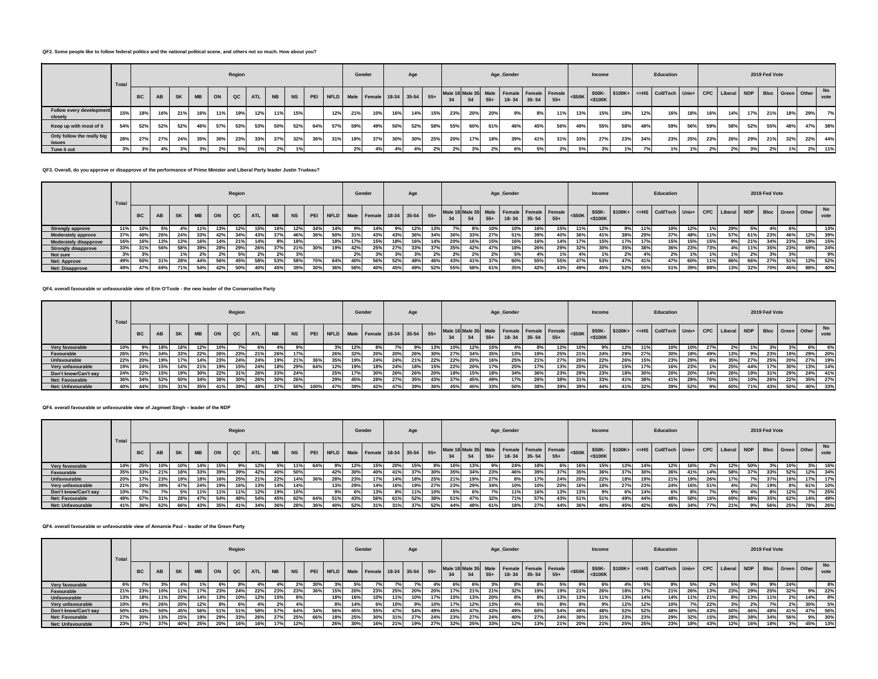**QF2. Some people like to follow federal politics and the national political scene, and others not so much. How about you?**

| | Total | Region | | | | | | | | | | | Gender | | Age | | | Age_Gender | | | | | | Income | | | Education | | | 2019 Fed Vote | | | | | | |
|---|---|---|---|---|---|---|---|---|---|---|---|---|---|---|---|---|---|---|---|---|---|---|---|---|---|---|---|---|---|---|---|---|---|---|---|---|
| | | BC | AB | SK | MB | ON | QC | ATL | NB | NS | PEI | NFLD | Male | Female | 18-34 | 35-54 | 55+ | Male 18-34 | Male 35-54 | Male 55+ | Female 18-34 | Female 35-54 | Female 55+ | <$50K | $50K-<$100K | $100K+ | <=HS | Coll/Tech | Univ+ | CPC | Liberal | NDP | Bloc | Green | Other | No vote |
| Follow every development closely | 15% | 18% | 16% | 21% | 16% | 11% | 19% | 12% | 11% | 15% | | 12% | 21% | 10% | 16% | 14% | 15% | 23% | 20% | 20% | 9% | 8% | 11% | 13% | 15% | 18% | 12% | 16% | 18% | 16% | 14% | 17% | 21% | 18% | 29% | 7% |
| Keep up with most of it | 54% | 52% | 52% | 52% | 46% | 57% | 53% | 53% | 50% | 52% | 64% | 57% | 59% | 49% | 50% | 52% | 58% | 55% | 60% | 61% | 46% | 45% | 56% | 49% | 55% | 58% | 48% | 59% | 56% | 59% | 58% | 52% | 55% | 48% | 47% | 38% |
| Only follow the really big issues | 28% | 27% | 27% | 24% | 35% | 30% | 23% | 33% | 37% | 32% | 36% | 31% | 18% | 37% | 30% | 30% | 25% | 20% | 17% | 18% | 39% | 41% | 31% | 33% | 27% | 23% | 34% | 23% | 25% | 23% | 26% | 29% | 21% | 32% | 22% | 44% |
| Tune it out | 3% | 3% | 4% | 3% | 3% | 2% | 5% | 1% | 2% | 1% | | | 2% | 4% | 4% | 4% | 2% | 2% | 3% | 2% | 6% | 5% | 2% | 5% | 3% | 1% | 7% | 1% | 1% | 2% | 2% | 3% | 2% | 1% | 2% | 11% |

**QF3. Overall, do you approve or disapprove of the performance of Prime Minister and Liberal Party leader Justin Trudeau?**

| | Total | Region | | | | | | | | | | | Gender | | Age | | | Age_Gender | | | | | | Income | | | Education | | | 2019 Fed Vote | | | | | | |
|---|---|---|---|---|---|---|---|---|---|---|---|---|---|---|---|---|---|---|---|---|---|---|---|---|---|---|---|---|---|---|---|---|---|---|---|---|
| | | BC | AB | SK | MB | ON | QC | ATL | NB | NS | PEI | NFLD | Male | Female | 18-34 | 35-54 | 55+ | Male 18-34 | Male 35-54 | Male 55+ | Female 18-34 | Female 35-54 | Female 55+ | <$50K | $50K-<$100K | $100K+ | <=HS | Coll/Tech | Univ+ | CPC | Liberal | NDP | Bloc | Green | Other | No vote |
| Strongly approve | 11% | 10% | 5% | 4% | 11% | 13% | 12% | 15% | 16% | 12% | 34% | 14% | 9% | 14% | 9% | 12% | 13% | 7% | 8% | 10% | 10% | 16% | 15% | 11% | 12% | 9% | 11% | 10% | 12% | 1% | 29% | 5% | 4% | 6% | | 13% |
| Moderately approve | 37% | 40% | 26% | 24% | 33% | 42% | 34% | 43% | 37% | 46% | 36% | 50% | 31% | 43% | 43% | 36% | 34% | 36% | 33% | 27% | 51% | 39% | 40% | 36% | 41% | 38% | 29% | 37% | 48% | 11% | 57% | 61% | 23% | 46% | 12% | 39% |
| Moderately disapprove | 16% | 16% | 13% | 13% | 16% | 14% | 21% | 15% | 8% | 18% | | 18% | 17% | 15% | 18% | 16% | 14% | 20% | 16% | 15% | 16% | 16% | 14% | 17% | 15% | 17% | 17% | 15% | 15% | 15% | 9% | 21% | 34% | 23% | 19% | 15% |
| Strongly disapprove | 33% | 31% | 56% | 58% | 39% | 28% | 29% | 26% | 37% | 21% | 30% | 19% | 42% | 25% | 27% | 33% | 37% | 35% | 42% | 47% | 18% | 26% | 29% | 32% | 30% | 35% | 38% | 36% | 23% | 73% | 4% | 11% | 35% | 23% | 69% | 24% |
| Not sure | 3% | 3% | | 1% | 2% | 2% | 5% | 2% | 2% | 3% | | | 2% | 3% | 3% | 3% | 2% | 2% | 2% | 2% | 5% | 4% | 1% | 4% | 1% | 2% | 4% | 2% | 1% | 1% | 1% | 2% | 3% | 3% | | 9% |
| Net: Approve | 49% | 50% | 31% | 28% | 44% | 56% | 45% | 58% | 53% | 58% | 70% | 64% | 40% | 56% | 52% | 48% | 46% | 43% | 41% | 37% | 60% | 55% | 55% | 47% | 53% | 47% | 41% | 47% | 60% | 11% | 86% | 66% | 27% | 51% | 12% | 52% |
| Net: Disapprove | 49% | 47% | 69% | 71% | 54% | 42% | 50% | 40% | 45% | 39% | 30% | 36% | 58% | 40% | 45% | 49% | 52% | 55% | 58% | 61% | 35% | 42% | 43% | 49% | 45% | 52% | 55% | 51% | 39% | 88% | 13% | 32% | 70% | 45% | 88% | 40% |

**QF4. overall favourable or unfavourable view of Erin O'Toole - the new leader of the Conservative Party**

| | Total | Region | | | | | | | | | | | Gender | | Age | | | Age_Gender | | | | | | Income | | | Education | | | 2019 Fed Vote | | | | | | |
|---|---|---|---|---|---|---|---|---|---|---|---|---|---|---|---|---|---|---|---|---|---|---|---|---|---|---|---|---|---|---|---|---|---|---|---|---|
| | | BC | AB | SK | MB | ON | QC | ATL | NB | NS | PEI | NFLD | Male | Female | 18-34 | 35-54 | 55+ | Male 18-34 | Male 35-54 | Male 55+ | Female 18-34 | Female 35-54 | Female 55+ | <$50K | $50K-<$100K | $100K+ | <=HS | Coll/Tech | Univ+ | CPC | Liberal | NDP | Bloc | Green | Other | No vote |
| Very favourable | 10% | 9% | 18% | 18% | 12% | 10% | 7% | 6% | 4% | 9% | | 3% | 12% | 8% | 7% | 9% | 13% | 10% | 12% | 15% | 4% | 8% | 12% | 10% | 9% | 12% | 11% | 10% | 10% | 27% | 2% | 1% | 3% | 3% | 6% | 6% |
| Favourable | 26% | 25% | 34% | 33% | 22% | 26% | 23% | 21% | 26% | 17% | | 26% | 32% | 20% | 20% | 26% | 30% | 27% | 34% | 35% | 13% | 19% | 25% | 21% | 24% | 29% | 27% | 30% | 18% | 49% | 13% | 9% | 23% | 19% | 29% | 20% |
| Unfavourable | 22% | 20% | 19% | 17% | 14% | 23% | 24% | 24% | 19% | 21% | 36% | 35% | 19% | 24% | 24% | 21% | 22% | 22% | 20% | 16% | 25% | 21% | 27% | 20% | 22% | 26% | 15% | 23% | 29% | 8% | 35% | 27% | 25% | 20% | 27% | 19% |
| Very unfavourable | 19% | 24% | 15% | 14% | 21% | 19% | 15% | 24% | 18% | 29% | 64% | 12% | 19% | 18% | 24% | 18% | 15% | 22% | 20% | 17% | 18% | 25% | 17% | 13% | 20% | 22% | 15% | 17% | 16% | 23% | 1% | 25% | 44% | 17% | 30% | 13% | 14% |
| Don't know/Can't say | 24% | 22% | 15% | 19% | 30% | 22% | 31% | 26% | 33% | 24% | | 25% | 17% | 30% | 26% | 26% | 20% | 18% | 15% | 18% | 34% | 36% | 23% | 29% | 23% | 18% | 30% | 20% | 20% | 14% | 26% | 19% | 31% | 29% | 24% | 41% |
| Net: Favourable | 36% | 34% | 52% | 50% | 34% | 36% | 30% | 26% | 30% | 26% | | 29% | 45% | 28% | 27% | 35% | 43% | 37% | 45% | 49% | 17% | 26% | 38% | 31% | 33% | 41% | 38% | 41% | 28% | 76% | 15% | 10% | 26% | 22% | 35% | 27% |
| Net: Unfavourable | 40% | 44% | 33% | 31% | 35% | 41% | 39% | 48% | 37% | 50% | 100% | 47% | 39% | 42% | 47% | 39% | 36% | 45% | 40% | 33% | 50% | 38% | 39% | 39% | 44% | 41% | 32% | 39% | 52% | 9% | 60% | 71% | 43% | 50% | 40% | 33% |

**QF4. overall favourable or unfavourable view of Jagmeet Singh – leader of the NDP**

| | Total | Region | | | | | | | | | | | Gender | | Age | | | Age_Gender | | | | | | Income | | | Education | | | 2019 Fed Vote | | | | | | |
|---|---|---|---|---|---|---|---|---|---|---|---|---|---|---|---|---|---|---|---|---|---|---|---|---|---|---|---|---|---|---|---|---|---|---|---|---|
| | | BC | AB | SK | MB | ON | QC | ATL | NB | NS | PEI | NFLD | Male | Female | 18-34 | 35-54 | 55+ | Male 18-34 | Male 35-54 | Male 55+ | Female 18-34 | Female 35-54 | Female 55+ | <$50K | $50K-<$100K | $100K+ | <=HS | Coll/Tech | Univ+ | CPC | Liberal | NDP | Bloc | Green | Other | No vote |
| Very favourable | 14% | 25% | 10% | 10% | 14% | 15% | 9% | 12% | 5% | 11% | 64% | 9% | 12% | 15% | 20% | 15% | 8% | 16% | 13% | 9% | 24% | 18% | 6% | 16% | 15% | 12% | 11% | 12% | 16% | 2% | 12% | 50% | 3% | 10% | 3% | 16% |
| Favourable | 35% | 33% | 21% | 18% | 33% | 39% | 39% | 42% | 40% | 50% | | 42% | 30% | 40% | 41% | 37% | 30% | 35% | 34% | 23% | 46% | 39% | 37% | 35% | 36% | 37% | 30% | 36% | 41% | 14% | 58% | 37% | 33% | 52% | 12% | 34% |
| Unfavourable | 20% | 17% | 23% | 19% | 18% | 16% | 25% | 21% | 22% | 14% | 36% | 28% | 23% | 17% | 14% | 18% | 25% | 21% | 19% | 27% | 8% | 17% | 24% | 20% | 22% | 18% | 19% | 21% | 19% | 26% | 17% | 7% | 37% | 18% | 17% | 17% |
| Very unfavourable | 21% | 20% | 39% | 47% | 24% | 19% | 16% | 13% | 14% | 14% | | 13% | 29% | 14% | 16% | 19% | 27% | 23% | 29% | 34% | 10% | 10% | 20% | 16% | 18% | 27% | 23% | 24% | 16% | 51% | 4% | 2% | 19% | 8% | 61% | 10% |
| Don't know/Can't say | 10% | 7% | 7% | 5% | 11% | 11% | 11% | 12% | 19% | 10% | | 9% | 6% | 13% | 8% | 11% | 10% | 5% | 6% | 7% | 11% | 16% | 13% | 13% | 9% | 6% | 14% | 6% | 8% | 7% | 9% | 4% | 8% | 12% | 7% | 25% |
| Net: Favourable | 49% | 57% | 31% | 28% | 47% | 54% | 48% | 54% | 45% | 62% | 64% | 51% | 43% | 56% | 61% | 52% | 38% | 51% | 47% | 32% | 71% | 57% | 43% | 51% | 51% | 49% | 44% | 48% | 58% | 16% | 69% | 88% | 35% | 62% | 14% | 49% |
| Net: Unfavourable | 41% | 36% | 62% | 66% | 43% | 35% | 41% | 34% | 36% | 28% | 36% | 40% | 52% | 31% | 31% | 37% | 52% | 44% | 48% | 61% | 18% | 27% | 44% | 36% | 40% | 45% | 42% | 45% | 34% | 77% | 21% | 9% | 56% | 25% | 78% | 26% |

**QF4. overall favourable or unfavourable view of Annamie Paul – leader of the Green Party**

| | Total | Region | | | | | | | | | | | Gender | | Age | | | Age_Gender | | | | | | Income | | | Education | | | 2019 Fed Vote | | | | | | |
|---|---|---|---|---|---|---|---|---|---|---|---|---|---|---|---|---|---|---|---|---|---|---|---|---|---|---|---|---|---|---|---|---|---|---|---|---|
| | | BC | AB | SK | MB | ON | QC | ATL | NB | NS | PEI | NFLD | Male | Female | 18-34 | 35-54 | 55+ | Male 18-34 | Male 35-54 | Male 55+ | Female 18-34 | Female 35-54 | Female 55+ | <$50K | $50K-<$100K | $100K+ | <=HS | Coll/Tech | Univ+ | CPC | Liberal | NDP | Bloc | Green | Other | No vote |
| Very favourable | 6% | 7% | 3% | 4% | 1% | 6% | 8% | 4% | 4% | 2% | 30% | 3% | 5% | 7% | 7% | 7% | 4% | 6% | 6% | 3% | 8% | 8% | 5% | 9% | 6% | 4% | 5% | 8% | 5% | 2% | 5% | 9% | 9% | 24% | | 8% |
| Favourable | 21% | 23% | 10% | 11% | 17% | 23% | 24% | 22% | 23% | 23% | 36% | 15% | 20% | 23% | 25% | 20% | 20% | 17% | 21% | 21% | 32% | 19% | 19% | 21% | 26% | 18% | 17% | 21% | 26% | 13% | 23% | 29% | 25% | 32% | 9% | 22% |
| Unfavourable | 13% | 18% | 11% | 20% | 14% | 13% | 10% | 12% | 15% | 8% | | 18% | 16% | 10% | 11% | 10% | 17% | 15% | 13% | 20% | 8% | 8% | 13% | 13% | 11% | 13% | 14% | 14% | 11% | 21% | 8% | 13% | 11% | 2% | 14% | 8% |
| Very unfavourable | 10% | 9% | 26% | 20% | 12% | 8% | 6% | 4% | 2% | 4% | | 8% | 14% | 6% | 10% | 9% | 10% | 17% | 12% | 13% | 4% | 5% | 8% | 8% | 9% | 12% | 12% | 10% | 7% | 22% | 3% | 2% | 7% | 2% | 30% | 5% |
| Don't know/Can't say | 50% | 43% | 50% | 45% | 56% | 51% | 51% | 58% | 57% | 64% | 34% | 56% | 45% | 55% | 47% | 54% | 49% | 45% | 47% | 43% | 49% | 60% | 54% | 49% | 48% | 52% | 52% | 48% | 50% | 43% | 60% | 46% | 48% | 41% | 47% | 56% |
| Net: Favourable | 27% | 30% | 13% | 15% | 19% | 29% | 33% | 26% | 27% | 25% | 66% | 18% | 25% | 30% | 31% | 27% | 24% | 23% | 27% | 24% | 40% | 27% | 24% | 30% | 31% | 23% | 23% | 29% | 32% | 15% | 28% | 38% | 34% | 56% | 9% | 30% |
| Net: Unfavourable | 23% | 27% | 37% | 40% | 25% | 20% | 16% | 16% | 17% | 12% | | 26% | 30% | 16% | 21% | 19% | 27% | 32% | 25% | 33% | 12% | 13% | 21% | 20% | 21% | 25% | 25% | 23% | 18% | 43% | 12% | 16% | 18% | 3% | 45% | 13% |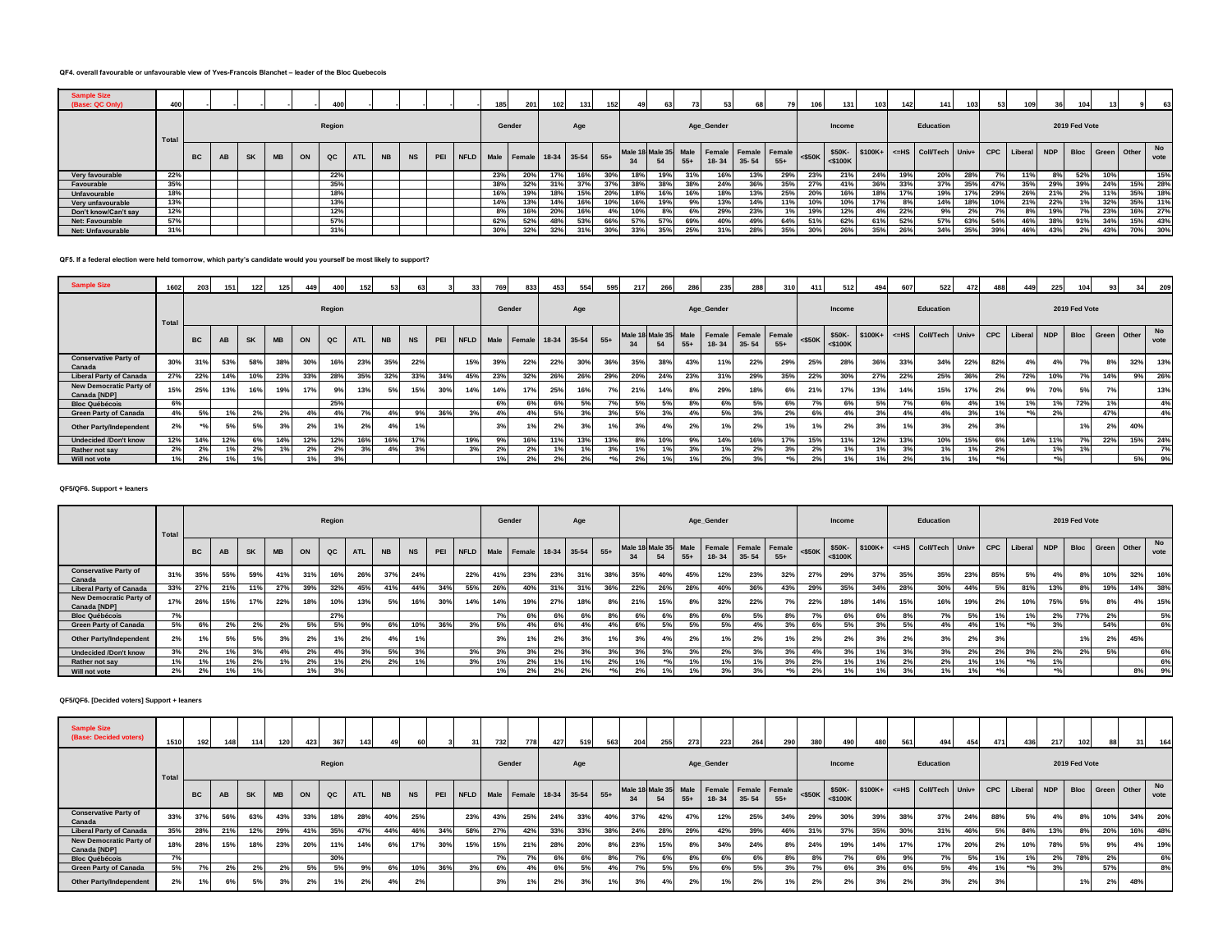**QF4. overall favourable or unfavourable view of Yves-Francois Blanchet – leader of the Bloc Quebecois**

| | Total | Region | | | | | | | | | | | Gender | | Age | | | Age_Gender | | | | | | Income | | | Education | | | 2019 Fed Vote | | | | | | |
|---|---|---|---|---|---|---|---|---|---|---|---|---|---|---|---|---|---|---|---|---|---|---|---|---|---|---|---|---|---|---|---|---|---|---|---|---|
| | | BC | AB | SK | MB | ON | QC | ATL | NB | NS | PEI | NFLD | Male | Female | 18-34 | 35-54 | 55+ | Male 18-34 | Male 35-54 | Male 55+ | Female 18-34 | Female 35-54 | Female 55+ | <$50K | $50K-<$100K | $100K+ | <=HS | Coll/Tech | Univ+ | CPC | Liberal | NDP | Bloc | Green | Other | No vote |
| **Sample Size (Base: QC Only)** | 400 | - | - | - | - | - | 400 | - | - | - | - | - | 185 | 201 | 102 | 131 | 152 | 49 | 63 | 73 | 53 | 68 | 79 | 106 | 131 | 103 | 142 | 141 | 103 | 53 | 109 | 36 | 104 | 13 | 9 | 63 |
| Very favourable | 22% | | | | | | 22% | | | | | | 23% | 20% | 17% | 16% | 30% | 18% | 19% | 31% | 16% | 13% | 29% | 23% | 21% | 24% | 19% | 20% | 28% | 7% | 11% | 8% | 52% | 10% | | 15% |
| Favourable | 35% | | | | | | 35% | | | | | | 38% | 32% | 31% | 37% | 37% | 38% | 38% | 38% | 24% | 36% | 35% | 27% | 41% | 36% | 33% | 37% | 35% | 47% | 35% | 29% | 39% | 24% | 15% | 28% |
| Unfavourable | 18% | | | | | | 18% | | | | | | 16% | 19% | 18% | 15% | 20% | 18% | 16% | 16% | 18% | 13% | 25% | 20% | 16% | 18% | 17% | 19% | 17% | 29% | 26% | 21% | 2% | 11% | 35% | 18% |
| Very unfavourable | 13% | | | | | | 13% | | | | | | 14% | 13% | 14% | 16% | 10% | 16% | 19% | 9% | 13% | 14% | 11% | 10% | 10% | 17% | 8% | 14% | 18% | 10% | 21% | 22% | 1% | 32% | 35% | 11% |
| Don't know/Can't say | 12% | | | | | | 12% | | | | | | 8% | 16% | 20% | 16% | 4% | 10% | 8% | 6% | 29% | 23% | 1% | 19% | 12% | 4% | 22% | 9% | 2% | 7% | 8% | 19% | 7% | 23% | 16% | 27% |
| Net: Favourable | 57% | | | | | | 57% | | | | | | 62% | 52% | 48% | 53% | 66% | 57% | 57% | 69% | 40% | 49% | 64% | 51% | 62% | 61% | 52% | 57% | 63% | 54% | 46% | 38% | 91% | 34% | 15% | 43% |
| Net: Unfavourable | 31% | | | | | | 31% | | | | | | 30% | 32% | 32% | 31% | 30% | 33% | 35% | 25% | 31% | 28% | 35% | 30% | 26% | 35% | 26% | 34% | 35% | 39% | 46% | 43% | 2% | 43% | 70% | 30% |

**QF5. If a federal election were held tomorrow, which party's candidate would you yourself be most likely to support?**

| | Total | Region | | | | | | | | | | | Gender | | Age | | | Age_Gender | | | | | | Income | | | Education | | | 2019 Fed Vote | | | | | | |
|---|---|---|---|---|---|---|---|---|---|---|---|---|---|---|---|---|---|---|---|---|---|---|---|---|---|---|---|---|---|---|---|---|---|---|---|---|
| | | BC | AB | SK | MB | ON | QC | ATL | NB | NS | PEI | NFLD | Male | Female | 18-34 | 35-54 | 55+ | Male 18-34 | Male 35-54 | Male 55+ | Female 18-34 | Female 35-54 | Female 55+ | <$50K | $50K-<$100K | $100K+ | <=HS | Coll/Tech | Univ+ | CPC | Liberal | NDP | Bloc | Green | Other | No vote |
| **Sample Size** | 1602 | 203 | 151 | 122 | 125 | 449 | 400 | 152 | 53 | 63 | 3 | 33 | 769 | 833 | 453 | 554 | 595 | 217 | 266 | 286 | 235 | 288 | 310 | 411 | 512 | 494 | 607 | 522 | 472 | 488 | 449 | 225 | 104 | 93 | 34 | 209 |
| Conservative Party of Canada | 30% | 31% | 53% | 58% | 38% | 30% | 16% | 23% | 35% | 22% | | 15% | 39% | 22% | 22% | 30% | 36% | 32% | 38% | 43% | 11% | 22% | 29% | 25% | 28% | 36% | 33% | 34% | 22% | 82% | 4% | 4% | 7% | 8% | 32% | 13% |
| Liberal Party of Canada | 27% | 22% | 14% | 10% | 23% | 33% | 28% | 35% | 32% | 33% | 34% | 45% | 23% | 32% | 26% | 26% | 29% | 20% | 24% | 23% | 31% | 29% | 35% | 22% | 30% | 27% | 22% | 25% | 36% | 2% | 72% | 10% | 7% | 14% | 9% | 26% |
| New Democratic Party of Canada [NDP] | 15% | 25% | 13% | 16% | 19% | 17% | 9% | 13% | 5% | 15% | 30% | 14% | 14% | 17% | 25% | 16% | 7% | 21% | 14% | 8% | 29% | 18% | 6% | 21% | 17% | 13% | 14% | 15% | 17% | 2% | 9% | 70% | 5% | 7% | | 13% |
| Bloc Québécois | 6% | | | | | | 25% | | | | | | 6% | 6% | 6% | 5% | 7% | 5% | 5% | 8% | 6% | 5% | 6% | 7% | 6% | 5% | 7% | 6% | 4% | 1% | 1% | 1% | 72% | 1% | | 4% |
| Green Party of Canada | 4% | 5% | 1% | 2% | 2% | 4% | 4% | 7% | 4% | 9% | 36% | 3% | 4% | 4% | 5% | 3% | 5% | 5% | 3% | 4% | 5% | 3% | 2% | 6% | 4% | 3% | 4% | 4% | 3% | 1% | *% | 2% | | 47% | | 4% |
| Other Party/Independent | 2% | *% | 5% | 5% | 3% | 2% | 1% | 2% | 4% | 1% | | | 3% | 1% | 2% | 3% | 1% | 3% | 4% | 2% | 1% | 2% | 1% | 1% | 2% | 3% | 1% | 3% | 2% | 3% | | | 1% | 2% | 40% | |
| Undecided /Don't know | 12% | 14% | 12% | 6% | 14% | 12% | 12% | 16% | 16% | 17% | | 19% | 9% | 16% | 11% | 13% | 13% | 8% | 10% | 9% | 14% | 16% | 17% | 15% | 11% | 12% | 13% | 10% | 15% | 6% | 14% | 11% | 7% | 22% | 15% | 24% |
| Rather not say | 2% | 2% | 1% | 2% | 1% | 2% | 2% | 3% | 4% | 3% | | 3% | 2% | 2% | 1% | 1% | 3% | 1% | 1% | 3% | 1% | 2% | 3% | 2% | 1% | 1% | 3% | 1% | 1% | 2% | | 1% | 1% | | | 7% |
| Will not vote | 1% | 2% | 1% | 1% | | 1% | 3% | | | | | | 1% | 2% | 2% | 2% | *% | 2% | 1% | 1% | 2% | 3% | *% | 2% | 1% | 1% | 2% | 1% | 1% | *% | | *% | | | 5% | 9% |

**QF5/QF6. Support + leaners**

| | Total | Region | | | | | | | | | | | Gender | | Age | | | Age_Gender | | | | | | Income | | | Education | | | 2019 Fed Vote | | | | | | |
|---|---|---|---|---|---|---|---|---|---|---|---|---|---|---|---|---|---|---|---|---|---|---|---|---|---|---|---|---|---|---|---|---|---|---|---|---|
| | | BC | AB | SK | MB | ON | QC | ATL | NB | NS | PEI | NFLD | Male | Female | 18-34 | 35-54 | 55+ | Male 18-34 | Male 35-54 | Male 55+ | Female 18-34 | Female 35-54 | Female 55+ | <$50K | $50K-<$100K | $100K+ | <=HS | Coll/Tech | Univ+ | CPC | Liberal | NDP | Bloc | Green | Other | No vote |
| Conservative Party of Canada | 31% | 35% | 55% | 59% | 41% | 31% | 16% | 26% | 37% | 24% | | 22% | 41% | 23% | 23% | 31% | 38% | 35% | 40% | 45% | 12% | 23% | 32% | 27% | 29% | 37% | 35% | 35% | 23% | 85% | 5% | 4% | 8% | 10% | 32% | 16% |
| Liberal Party of Canada | 33% | 27% | 21% | 11% | 27% | 39% | 32% | 45% | 41% | 44% | 34% | 55% | 26% | 40% | 31% | 31% | 36% | 22% | 26% | 28% | 40% | 36% | 43% | 29% | 35% | 34% | 28% | 30% | 44% | 5% | 81% | 13% | 8% | 19% | 14% | 38% |
| New Democratic Party of Canada [NDP] | 17% | 26% | 15% | 17% | 22% | 18% | 10% | 13% | 5% | 16% | 30% | 14% | 14% | 19% | 27% | 18% | 8% | 21% | 15% | 8% | 32% | 22% | 7% | 22% | 18% | 14% | 15% | 16% | 19% | 2% | 10% | 75% | 5% | 8% | 4% | 15% |
| Bloc Québécois | 7% | | | | | | 27% | | | | | | 7% | 6% | 6% | 6% | 8% | 6% | 6% | 8% | 6% | 5% | 8% | 7% | 6% | 6% | 8% | 7% | 5% | 1% | 1% | 2% | 77% | 2% | | 5% |
| Green Party of Canada | 5% | 6% | 2% | 2% | 2% | 5% | 5% | 9% | 6% | 10% | 36% | 3% | 5% | 4% | 6% | 4% | 4% | 6% | 5% | 5% | 5% | 4% | 3% | 6% | 5% | 3% | 5% | 4% | 4% | 1% | *% | 3% | | 54% | | 6% |
| Other Party/Independent | 2% | 1% | 5% | 5% | 3% | 2% | 1% | 2% | 4% | 1% | | | 3% | 1% | 2% | 3% | 1% | 3% | 4% | 2% | 1% | 2% | 1% | 2% | 2% | 3% | 2% | 3% | 2% | 3% | | | 1% | 2% | 45% | |
| Undecided /Don't know | 3% | 2% | 1% | 3% | 4% | 2% | 4% | 3% | 5% | 3% | | 3% | 3% | 3% | 2% | 3% | 3% | 3% | 3% | 3% | 2% | 3% | 3% | 4% | 3% | 1% | 3% | 3% | 2% | 2% | 3% | 2% | 2% | 5% | | 6% |
| Rather not say | 1% | 1% | 1% | 2% | 1% | 2% | 1% | 2% | 2% | 1% | | 3% | 1% | 2% | 1% | 1% | 2% | 1% | *% | 1% | 1% | 1% | 3% | 2% | 1% | 1% | 2% | 2% | 1% | 1% | *% | 1% | | | | 6% |
| Will not vote | 2% | 2% | 1% | 1% | | 1% | 3% | | | | | | 1% | 2% | 2% | 2% | *% | 2% | 1% | 1% | 3% | 3% | *% | 2% | 1% | 1% | 3% | 1% | 1% | *% | | *% | | | 8% | 9% |

**QF5/QF6. [Decided voters] Support + leaners**

| | Total | Region | | | | | | | | | | | Gender | | Age | | | Age_Gender | | | | | | Income | | | Education | | | 2019 Fed Vote | | | | | | |
|---|---|---|---|---|---|---|---|---|---|---|---|---|---|---|---|---|---|---|---|---|---|---|---|---|---|---|---|---|---|---|---|---|---|---|---|---|
| | | BC | AB | SK | MB | ON | QC | ATL | NB | NS | PEI | NFLD | Male | Female | 18-34 | 35-54 | 55+ | Male 18-34 | Male 35-54 | Male 55+ | Female 18-34 | Female 35-54 | Female 55+ | <$50K | $50K-<$100K | $100K+ | <=HS | Coll/Tech | Univ+ | CPC | Liberal | NDP | Bloc | Green | Other | No vote |
| **Sample Size (Base: Decided voters)** | 1510 | 192 | 148 | 114 | 120 | 423 | 367 | 143 | 49 | 60 | 3 | 31 | 732 | 778 | 427 | 519 | 563 | 204 | 255 | 273 | 223 | 264 | 290 | 380 | 490 | 480 | 561 | 494 | 454 | 471 | 436 | 217 | 102 | 88 | 31 | 164 |
| Conservative Party of Canada | 33% | 37% | 56% | 63% | 43% | 33% | 18% | 28% | 40% | 25% | | 23% | 43% | 25% | 24% | 33% | 40% | 37% | 42% | 47% | 12% | 25% | 34% | 29% | 30% | 39% | 38% | 37% | 24% | 88% | 5% | 4% | 8% | 10% | 34% | 20% |
| Liberal Party of Canada | 35% | 28% | 21% | 12% | 29% | 41% | 35% | 47% | 44% | 46% | 34% | 58% | 27% | 42% | 33% | 33% | 38% | 24% | 28% | 29% | 42% | 39% | 46% | 31% | 37% | 35% | 30% | 31% | 46% | 5% | 84% | 13% | 8% | 20% | 16% | 48% |
| New Democratic Party of Canada [NDP] | 18% | 28% | 15% | 18% | 23% | 20% | 11% | 14% | 6% | 17% | 30% | 15% | 15% | 21% | 28% | 20% | 8% | 23% | 15% | 8% | 34% | 24% | 8% | 24% | 19% | 14% | 17% | 17% | 20% | 2% | 10% | 78% | 5% | 9% | 4% | 19% |
| Bloc Québécois | 7% | | | | | | 30% | | | | | | 7% | 7% | 6% | 6% | 8% | 7% | 6% | 8% | 6% | 6% | 8% | 8% | 7% | 6% | 9% | 7% | 5% | 1% | 1% | 2% | 78% | 2% | | 6% |
| Green Party of Canada | 5% | 7% | 2% | 2% | 2% | 5% | 5% | 9% | 6% | 10% | 36% | 3% | 6% | 4% | 6% | 5% | 4% | 7% | 5% | 5% | 6% | 5% | 3% | 7% | 6% | 3% | 6% | 5% | 4% | 1% | *% | 3% | | 57% | | 8% |
| Other Party/Independent | 2% | 1% | 6% | 5% | 3% | 2% | 1% | 2% | 4% | 2% | | | 3% | 1% | 2% | 3% | 1% | 3% | 4% | 2% | 1% | 2% | 1% | 2% | 2% | 3% | 2% | 3% | 2% | 3% | | | 1% | 2% | 48% | |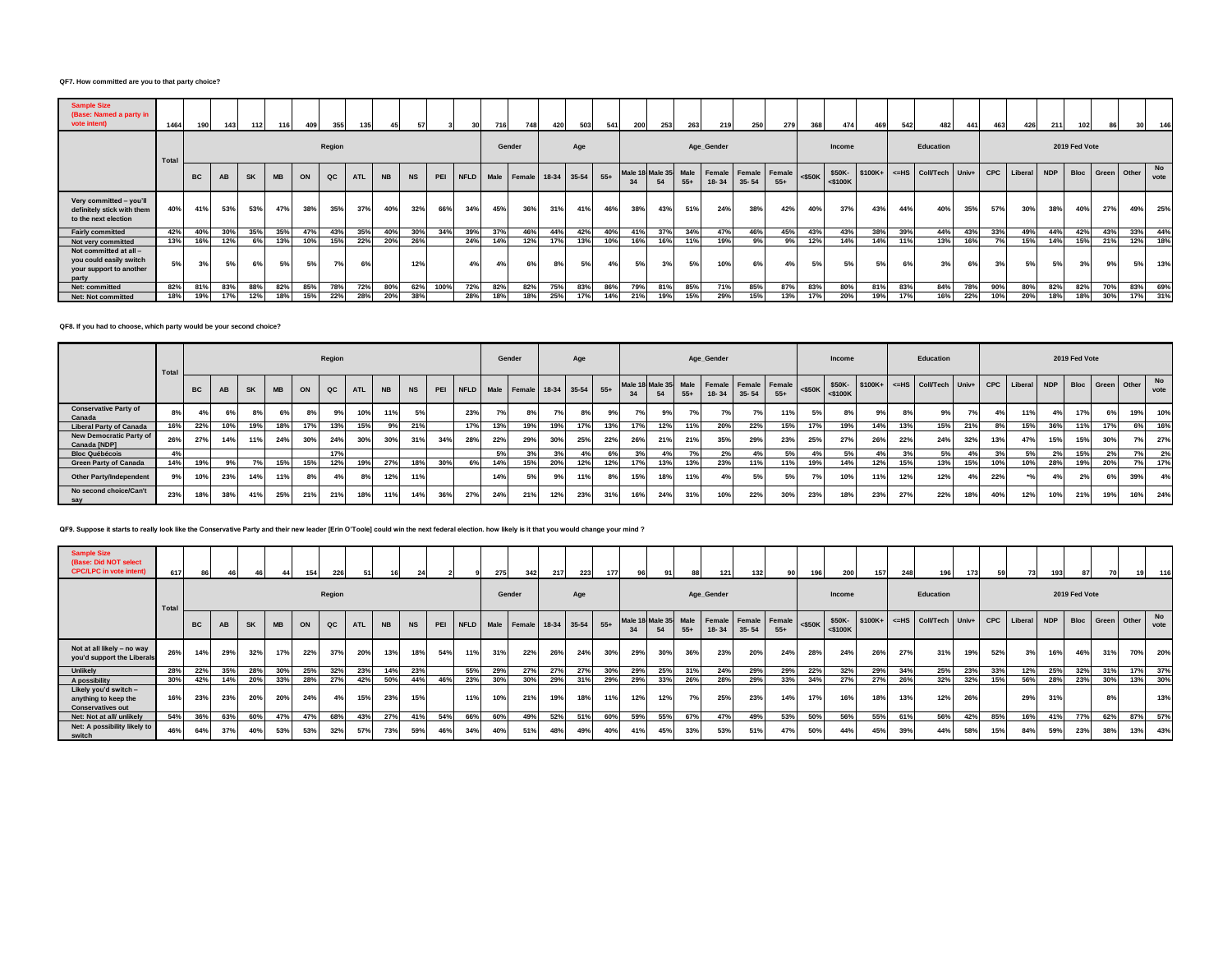**QF7. How committed are you to that party choice?**

| | Total | Region | | | | | | | | | | | Gender | | Age | | | Age_Gender | | | | | | Income | | | Education | | | 2019 Fed Vote | | | | | | |
|---|---|---|---|---|---|---|---|---|---|---|---|---|---|---|---|---|---|---|---|---|---|---|---|---|---|---|---|---|---|---|---|---|---|---|---|---|
| | | BC | AB | SK | MB | ON | QC | ATL | NB | NS | PEI | NFLD | Male | Female | 18-34 | 35-54 | 55+ | Male 18-34 | Male 35-54 | Male 55+ | Female 18-34 | Female 35-54 | Female 55+ | <$50K | $50K-<$100K | $100K+ | <=HS | Coll/Tech | Univ+ | CPC | Liberal | NDP | Bloc | Green | Other | No vote |
| **Sample Size (Base: Named a party in vote intent)** | 1464 | 190 | 143 | 112 | 116 | 409 | 355 | 135 | 45 | 57 | 3 | 30 | 716 | 748 | 420 | 503 | 541 | 200 | 253 | 263 | 219 | 250 | 279 | 368 | 474 | 469 | 542 | 482 | 441 | 463 | 426 | 211 | 102 | 86 | 30 | 146 |
| Very committed – you'll definitely stick with them to the next election | 40% | 41% | 53% | 53% | 47% | 38% | 35% | 37% | 40% | 32% | 66% | 34% | 45% | 36% | 31% | 41% | 46% | 38% | 43% | 51% | 24% | 38% | 42% | 40% | 37% | 43% | 44% | 40% | 35% | 57% | 30% | 38% | 40% | 27% | 49% | 25% |
| Fairly committed | 42% | 40% | 30% | 35% | 35% | 47% | 43% | 35% | 40% | 30% | 34% | 39% | 37% | 46% | 44% | 42% | 40% | 41% | 37% | 34% | 47% | 46% | 45% | 43% | 43% | 38% | 39% | 44% | 43% | 33% | 49% | 44% | 42% | 43% | 33% | 44% |
| Not very committed | 13% | 16% | 12% | 6% | 13% | 10% | 15% | 22% | 20% | 26% | | 24% | 14% | 12% | 17% | 13% | 10% | 16% | 16% | 11% | 19% | 9% | 9% | 12% | 14% | 14% | 11% | 13% | 16% | 7% | 15% | 14% | 15% | 21% | 12% | 18% |
| Not committed at all – you could easily switch your support to another party | 5% | 3% | 5% | 6% | 5% | 5% | 7% | 6% | | 12% | | 4% | 4% | 6% | 8% | 5% | 4% | 5% | 3% | 5% | 10% | 6% | 4% | 5% | 5% | 5% | 6% | 3% | 6% | 3% | 5% | 5% | 3% | 9% | 5% | 13% |
| Net: committed | 82% | 81% | 83% | 88% | 82% | 85% | 78% | 72% | 80% | 62% | 100% | 72% | 82% | 82% | 75% | 83% | 86% | 79% | 81% | 85% | 71% | 85% | 87% | 83% | 80% | 81% | 83% | 84% | 78% | 90% | 80% | 82% | 82% | 70% | 83% | 69% |
| Net: Not committed | 18% | 19% | 17% | 12% | 18% | 15% | 22% | 28% | 20% | 38% | | 28% | 18% | 18% | 25% | 17% | 14% | 21% | 19% | 15% | 29% | 15% | 13% | 17% | 20% | 19% | 17% | 16% | 22% | 10% | 20% | 18% | 18% | 30% | 17% | 31% |

**QF8. If you had to choose, which party would be your second choice?**

| | Total | Region | | | | | | | | | | | Gender | | Age | | | Age_Gender | | | | | | Income | | | Education | | | 2019 Fed Vote | | | | | | |
|---|---|---|---|---|---|---|---|---|---|---|---|---|---|---|---|---|---|---|---|---|---|---|---|---|---|---|---|---|---|---|---|---|---|---|---|---|
| | | BC | AB | SK | MB | ON | QC | ATL | NB | NS | PEI | NFLD | Male | Female | 18-34 | 35-54 | 55+ | Male 18-34 | Male 35-54 | Male 55+ | Female 18-34 | Female 35-54 | Female 55+ | <$50K | $50K-<$100K | $100K+ | <=HS | Coll/Tech | Univ+ | CPC | Liberal | NDP | Bloc | Green | Other | No vote |
| Conservative Party of Canada | 8% | 4% | 6% | 8% | 6% | 8% | 9% | 10% | 11% | 5% | | 23% | 7% | 8% | 7% | 8% | 9% | 7% | 9% | 7% | 7% | 7% | 11% | 5% | 8% | 9% | 8% | 9% | 7% | 4% | 11% | 4% | 17% | 6% | 19% | 10% |
| Liberal Party of Canada | 16% | 22% | 10% | 19% | 18% | 17% | 13% | 15% | 9% | 21% | | 17% | 13% | 19% | 19% | 17% | 13% | 17% | 12% | 11% | 20% | 22% | 15% | 17% | 19% | 14% | 13% | 15% | 21% | 8% | 15% | 36% | 11% | 17% | 6% | 16% |
| New Democratic Party of Canada [NDP] | 26% | 27% | 14% | 11% | 24% | 30% | 24% | 30% | 30% | 31% | 34% | 28% | 22% | 29% | 30% | 25% | 22% | 26% | 21% | 21% | 35% | 29% | 23% | 25% | 27% | 26% | 22% | 24% | 32% | 13% | 47% | 15% | 15% | 30% | 7% | 27% |
| Bloc Québécois | 4% | | | | | | 17% | | | | | | 5% | 3% | 3% | 4% | 6% | 3% | 4% | 7% | 2% | 4% | 5% | 4% | 5% | 4% | 3% | 5% | 4% | 3% | 5% | 2% | 15% | 2% | 7% | 2% |
| Green Party of Canada | 14% | 19% | 9% | 7% | 15% | 15% | 12% | 19% | 27% | 18% | 30% | 6% | 14% | 15% | 20% | 12% | 12% | 17% | 13% | 13% | 23% | 11% | 11% | 19% | 14% | 12% | 15% | 13% | 15% | 10% | 10% | 28% | 19% | 20% | 7% | 17% |
| Other Party/Independent | 9% | 10% | 23% | 14% | 11% | 8% | 4% | 8% | 12% | 11% | | | 14% | 5% | 9% | 11% | 8% | 15% | 18% | 11% | 4% | 5% | 5% | 7% | 10% | 11% | 12% | 12% | 4% | 22% | *% | 4% | 2% | 6% | 39% | 4% |
| No second choice/Can't say | 23% | 18% | 38% | 41% | 25% | 21% | 21% | 18% | 11% | 14% | 36% | 27% | 24% | 21% | 12% | 23% | 31% | 16% | 24% | 31% | 10% | 22% | 30% | 23% | 18% | 23% | 27% | 22% | 18% | 40% | 12% | 10% | 21% | 19% | 16% | 24% |

**QF9. Suppose it starts to really look like the Conservative Party and their new leader [Erin O'Toole] could win the next federal election. how likely is it that you would change your mind ?**

| | Total | Region | | | | | | | | | | | Gender | | Age | | | Age_Gender | | | | | | Income | | | Education | | | 2019 Fed Vote | | | | | | |
|---|---|---|---|---|---|---|---|---|---|---|---|---|---|---|---|---|---|---|---|---|---|---|---|---|---|---|---|---|---|---|---|---|---|---|---|---|
| | | BC | AB | SK | MB | ON | QC | ATL | NB | NS | PEI | NFLD | Male | Female | 18-34 | 35-54 | 55+ | Male 18-34 | Male 35-54 | Male 55+ | Female 18-34 | Female 35-54 | Female 55+ | <$50K | $50K-<$100K | $100K+ | <=HS | Coll/Tech | Univ+ | CPC | Liberal | NDP | Bloc | Green | Other | No vote |
| **Sample Size (Base: Did NOT select CPC/LPC in vote intent)** | 617 | 86 | 46 | 46 | 44 | 154 | 226 | 51 | 16 | 24 | 2 | 9 | 275 | 342 | 217 | 223 | 177 | 96 | 91 | 88 | 121 | 132 | 90 | 196 | 200 | 157 | 248 | 196 | 173 | 59 | 73 | 193 | 87 | 70 | 19 | 116 |
| Not at all likely – no way you'd support the Liberals | 26% | 14% | 29% | 32% | 17% | 22% | 37% | 20% | 13% | 18% | 54% | 11% | 31% | 22% | 26% | 24% | 30% | 29% | 30% | 36% | 23% | 20% | 24% | 28% | 24% | 26% | 27% | 31% | 19% | 52% | 3% | 16% | 46% | 31% | 70% | 20% |
| Unlikely | 28% | 22% | 35% | 28% | 30% | 25% | 32% | 23% | 14% | 23% | | 55% | 29% | 27% | 27% | 27% | 30% | 29% | 25% | 31% | 24% | 29% | 29% | 22% | 32% | 29% | 34% | 25% | 23% | 33% | 12% | 25% | 32% | 31% | 17% | 37% |
| A possibility | 30% | 42% | 14% | 20% | 33% | 28% | 27% | 42% | 50% | 44% | 46% | 23% | 30% | 30% | 29% | 31% | 29% | 29% | 33% | 26% | 28% | 29% | 33% | 34% | 27% | 27% | 26% | 32% | 32% | 15% | 56% | 28% | 23% | 30% | 13% | 30% |
| Likely you'd switch – anything to keep the Conservatives out | 16% | 23% | 23% | 20% | 20% | 24% | 4% | 15% | 23% | 15% | | 11% | 10% | 21% | 19% | 18% | 11% | 12% | 12% | 7% | 25% | 23% | 14% | 17% | 16% | 18% | 13% | 12% | 26% | | 29% | 31% | | 8% | | 13% |
| Net: Not at all/ unlikely | 54% | 36% | 63% | 60% | 47% | 47% | 68% | 43% | 27% | 41% | 54% | 66% | 60% | 49% | 52% | 51% | 60% | 59% | 55% | 67% | 47% | 49% | 53% | 50% | 56% | 55% | 61% | 56% | 42% | 85% | 16% | 41% | 77% | 62% | 87% | 57% |
| Net: A possibility likely to switch | 46% | 64% | 37% | 40% | 53% | 53% | 32% | 57% | 73% | 59% | 46% | 34% | 40% | 51% | 48% | 49% | 40% | 41% | 45% | 33% | 53% | 51% | 47% | 50% | 44% | 45% | 39% | 44% | 58% | 15% | 84% | 59% | 23% | 38% | 13% | 43% |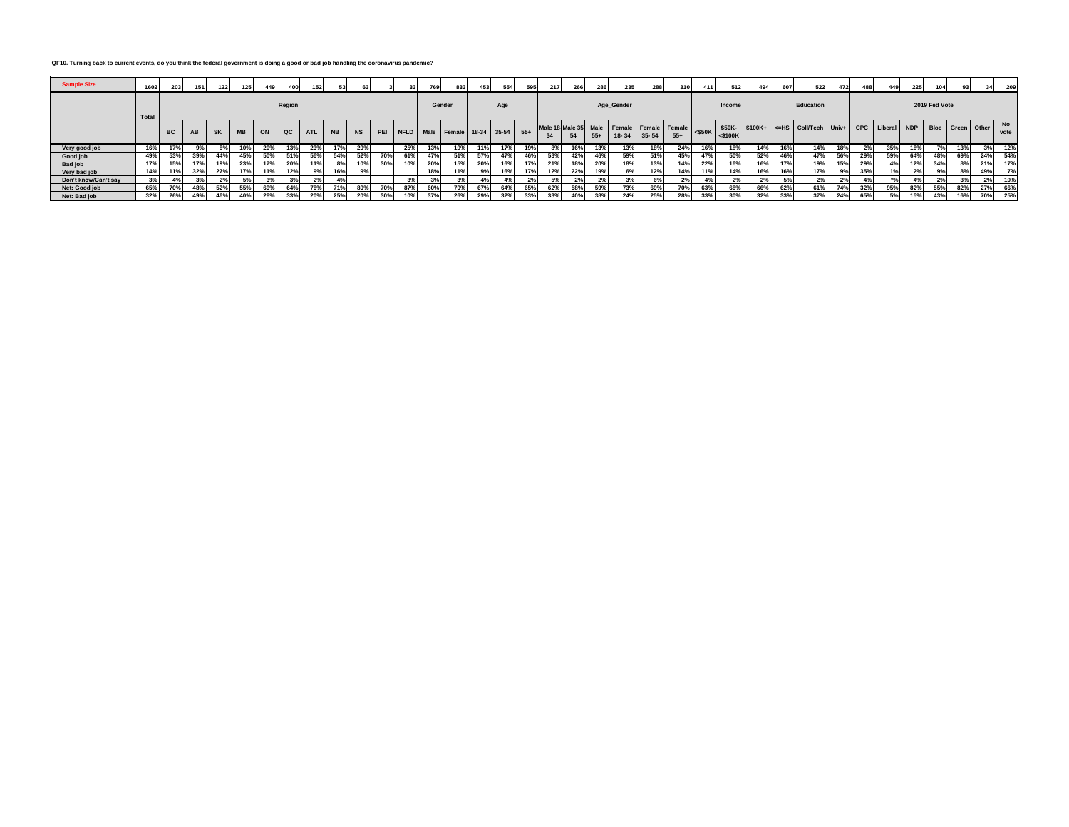**QF10. Turning back to current events, do you think the federal government is doing a good or bad job handling the coronavirus pandemic?**

| Sample Size | 1602 | 203 | 151 | 122 | 125 | 449 | 400 | 152 | 53 | 63 | 3 | 33 | 769 | 833 | 453 | 554 | 595 | 217 | 266 | 286 | 235 | 288 | 310 | 411 | 512 | 494 | 607 | 522 | 472 | 488 | 449 | 225 | 104 | 93 | 34 | 209 |
|---|---|---|---|---|---|---|---|---|---|---|---|---|---|---|---|---|---|---|---|---|---|---|---|---|---|---|---|---|---|---|---|---|---|---|---|---|
| | Total | Region | | | | | | | | | | | Gender | | Age | | | Age_Gender | | | | | | Income | | | Education | | | 2019 Fed Vote | | | | | | |
| | | BC | AB | SK | MB | ON | QC | ATL | NB | NS | PEI | NFLD | Male | Female | 18-34 | 35-54 | 55+ | Male 18-34 | Male 35-54 | Male 55+ | Female 18-34 | Female 35-54 | Female 55+ | <$50K | $50K-<$100K | $100K+ | <=HS | Coll/Tech | Univ+ | CPC | Liberal | NDP | Bloc | Green | Other | No vote |
| Very good job | 16% | 17% | 9% | 8% | 10% | 20% | 13% | 23% | 17% | 29% | | 25% | 13% | 19% | 11% | 17% | 19% | 8% | 16% | 13% | 13% | 18% | 24% | 16% | 18% | 14% | 16% | 14% | 18% | 2% | 35% | 18% | 7% | 13% | 3% | 12% |
| Good job | 49% | 53% | 39% | 44% | 45% | 50% | 51% | 56% | 54% | 52% | 70% | 61% | 47% | 51% | 57% | 47% | 46% | 53% | 42% | 46% | 59% | 51% | 45% | 47% | 50% | 52% | 46% | 47% | 56% | 29% | 59% | 64% | 48% | 69% | 24% | 54% |
| Bad job | 17% | 15% | 17% | 19% | 23% | 17% | 20% | 11% | 8% | 10% | 30% | 10% | 20% | 15% | 20% | 16% | 17% | 21% | 18% | 20% | 18% | 13% | 14% | 22% | 16% | 16% | 17% | 19% | 15% | 29% | 4% | 12% | 34% | 8% | 21% | 17% |
| Very bad job | 14% | 11% | 32% | 27% | 17% | 11% | 12% | 9% | 16% | 9% | | | 18% | 11% | 9% | 16% | 17% | 12% | 22% | 19% | 6% | 12% | 14% | 11% | 14% | 16% | 16% | 17% | 9% | 35% | 1% | 2% | 9% | 8% | 49% | 7% |
| Don't know/Can't say | 3% | 4% | 3% | 2% | 5% | 3% | 3% | 2% | 4% | | | 3% | 3% | 3% | 4% | 4% | 2% | 5% | 2% | 2% | 3% | 6% | 2% | 4% | 2% | 2% | 5% | 2% | 2% | 4% | *% | 4% | 2% | 3% | 2% | 10% |
| Net: Good job | 65% | 70% | 48% | 52% | 55% | 69% | 64% | 78% | 71% | 80% | 70% | 87% | 60% | 70% | 67% | 64% | 65% | 62% | 58% | 59% | 73% | 69% | 70% | 63% | 68% | 66% | 62% | 61% | 74% | 32% | 95% | 82% | 55% | 82% | 27% | 66% |
| Net: Bad job | 32% | 26% | 49% | 46% | 40% | 28% | 33% | 20% | 25% | 20% | 30% | 10% | 37% | 26% | 29% | 32% | 33% | 33% | 40% | 38% | 24% | 25% | 28% | 33% | 30% | 32% | 33% | 37% | 24% | 65% | 5% | 15% | 43% | 16% | 70% | 25% |